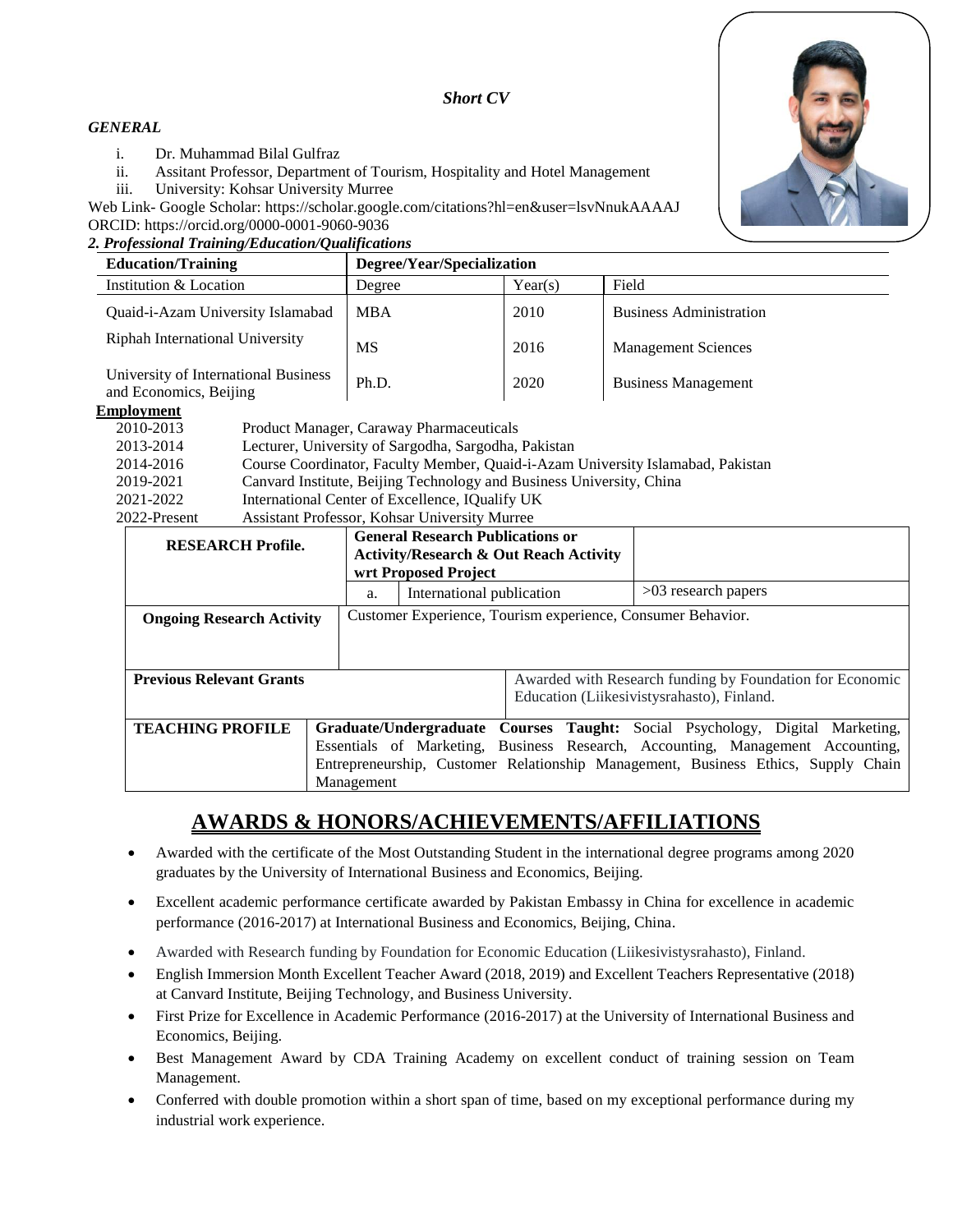***Short CV***

***GENERAL***

i. Dr. Muhammad Bilal Gulfraz
ii. Assitant Professor, Department of Tourism, Hospitality and Hotel Management
iii. University: Kohsar University Murree

Web Link- Google Scholar: https://scholar.google.com/citations?hl=en&user=lsvNnukAAAAJ
ORCID: https://orcid.org/0000-0001-9060-9036

***2. Professional Training/Education/Qualifications***

| **Education/Training** | **Degree/Year/Specialization** | | |
|---|---|---|---|
| Institution & Location | Degree | Year(s) | Field |
| Quaid-i-Azam University Islamabad | MBA | 2010 | Business Administration |
| Riphah International University | MS | 2016 | Management Sciences |
| University of International Business and Economics, Beijing | Ph.D. | 2020 | Business Management |

**Employment**

| | |
|---|---|
| 2010-2013 | Product Manager, Caraway Pharmaceuticals |
| 2013-2014 | Lecturer, University of Sargodha, Sargodha, Pakistan |
| 2014-2016 | Course Coordinator, Faculty Member, Quaid-i-Azam University Islamabad, Pakistan |
| 2019-2021 | Canvard Institute, Beijing Technology and Business University, China |
| 2021-2022 | International Center of Excellence, IQualify UK |
| 2022-Present | Assistant Professor, Kohsar University Murree |

| **RESEARCH Profile.** | **General Research Publications or Activity/Research & Out Reach Activity wrt Proposed Project** | | |
|---|---|---|---|
| | a. | International publication | >03 research papers |
| **Ongoing Research Activity** | Customer Experience, Tourism experience, Consumer Behavior. | | |
| **Previous Relevant Grants** | Awarded with Research funding by Foundation for Economic Education (Liikesivistysrahasto), Finland. | | |
| **TEACHING PROFILE** | **Graduate/Undergraduate Courses Taught:** Social Psychology, Digital Marketing, Essentials of Marketing, Business Research, Accounting, Management Accounting, Entrepreneurship, Customer Relationship Management, Business Ethics, Supply Chain Management | | |

## AWARDS & HONORS/ACHIEVEMENTS/AFFILIATIONS

- Awarded with the certificate of the Most Outstanding Student in the international degree programs among 2020 graduates by the University of International Business and Economics, Beijing.
- Excellent academic performance certificate awarded by Pakistan Embassy in China for excellence in academic performance (2016-2017) at International Business and Economics, Beijing, China.
- Awarded with Research funding by Foundation for Economic Education (Liikesivistysrahasto), Finland.
- English Immersion Month Excellent Teacher Award (2018, 2019) and Excellent Teachers Representative (2018) at Canvard Institute, Beijing Technology, and Business University.
- First Prize for Excellence in Academic Performance (2016-2017) at the University of International Business and Economics, Beijing.
- Best Management Award by CDA Training Academy on excellent conduct of training session on Team Management.
- Conferred with double promotion within a short span of time, based on my exceptional performance during my industrial work experience.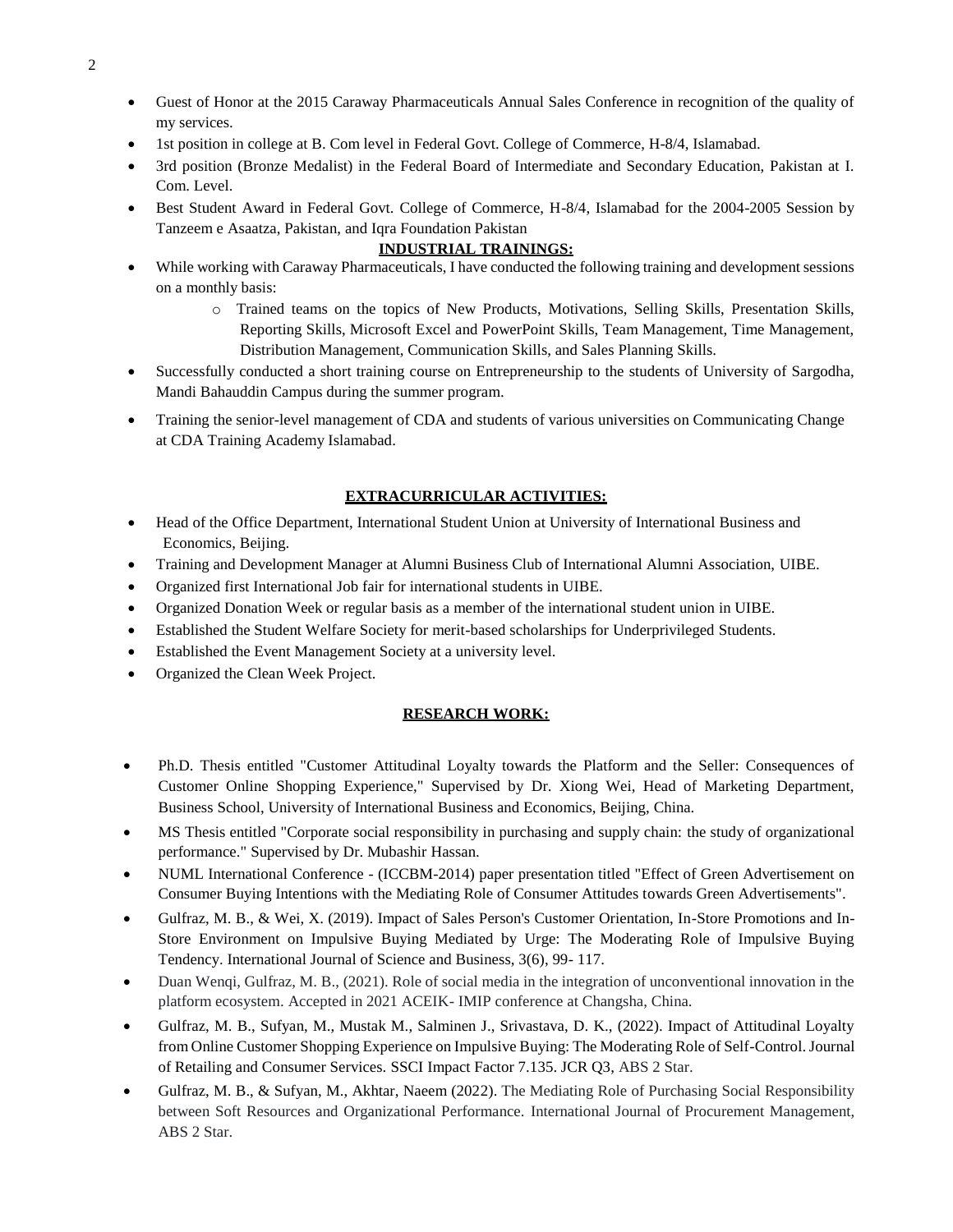- Guest of Honor at the 2015 Caraway Pharmaceuticals Annual Sales Conference in recognition of the quality of my services.
- 1st position in college at B. Com level in Federal Govt. College of Commerce, H-8/4, Islamabad.
- 3rd position (Bronze Medalist) in the Federal Board of Intermediate and Secondary Education, Pakistan at I. Com. Level.
- Best Student Award in Federal Govt. College of Commerce, H-8/4, Islamabad for the 2004-2005 Session by Tanzeem e Asaatza, Pakistan, and Iqra Foundation Pakistan

## INDUSTRIAL TRAININGS:

- While working with Caraway Pharmaceuticals, I have conducted the following training and development sessions on a monthly basis:
    - Trained teams on the topics of New Products, Motivations, Selling Skills, Presentation Skills, Reporting Skills, Microsoft Excel and PowerPoint Skills, Team Management, Time Management, Distribution Management, Communication Skills, and Sales Planning Skills.
- Successfully conducted a short training course on Entrepreneurship to the students of University of Sargodha, Mandi Bahauddin Campus during the summer program.
- Training the senior-level management of CDA and students of various universities on Communicating Change at CDA Training Academy Islamabad.

## EXTRACURRICULAR ACTIVITIES:

- Head of the Office Department, International Student Union at University of International Business and Economics, Beijing.
- Training and Development Manager at Alumni Business Club of International Alumni Association, UIBE.
- Organized first International Job fair for international students in UIBE.
- Organized Donation Week or regular basis as a member of the international student union in UIBE.
- Established the Student Welfare Society for merit-based scholarships for Underprivileged Students.
- Established the Event Management Society at a university level.
- Organized the Clean Week Project.

## RESEARCH WORK:

- Ph.D. Thesis entitled "Customer Attitudinal Loyalty towards the Platform and the Seller: Consequences of Customer Online Shopping Experience," Supervised by Dr. Xiong Wei, Head of Marketing Department, Business School, University of International Business and Economics, Beijing, China.
- MS Thesis entitled "Corporate social responsibility in purchasing and supply chain: the study of organizational performance." Supervised by Dr. Mubashir Hassan.
- NUML International Conference - (ICCBM-2014) paper presentation titled "Effect of Green Advertisement on Consumer Buying Intentions with the Mediating Role of Consumer Attitudes towards Green Advertisements".
- Gulfraz, M. B., & Wei, X. (2019). Impact of Sales Person's Customer Orientation, In-Store Promotions and In-Store Environment on Impulsive Buying Mediated by Urge: The Moderating Role of Impulsive Buying Tendency. International Journal of Science and Business, 3(6), 99- 117.
- Duan Wenqi, Gulfraz, M. B., (2021). Role of social media in the integration of unconventional innovation in the platform ecosystem. Accepted in 2021 ACEIK- IMIP conference at Changsha, China.
- Gulfraz, M. B., Sufyan, M., Mustak M., Salminen J., Srivastava, D. K., (2022). Impact of Attitudinal Loyalty from Online Customer Shopping Experience on Impulsive Buying: The Moderating Role of Self-Control. Journal of Retailing and Consumer Services. SSCI Impact Factor 7.135. JCR Q3, ABS 2 Star.
- Gulfraz, M. B., & Sufyan, M., Akhtar, Naeem (2022). The Mediating Role of Purchasing Social Responsibility between Soft Resources and Organizational Performance. International Journal of Procurement Management, ABS 2 Star.